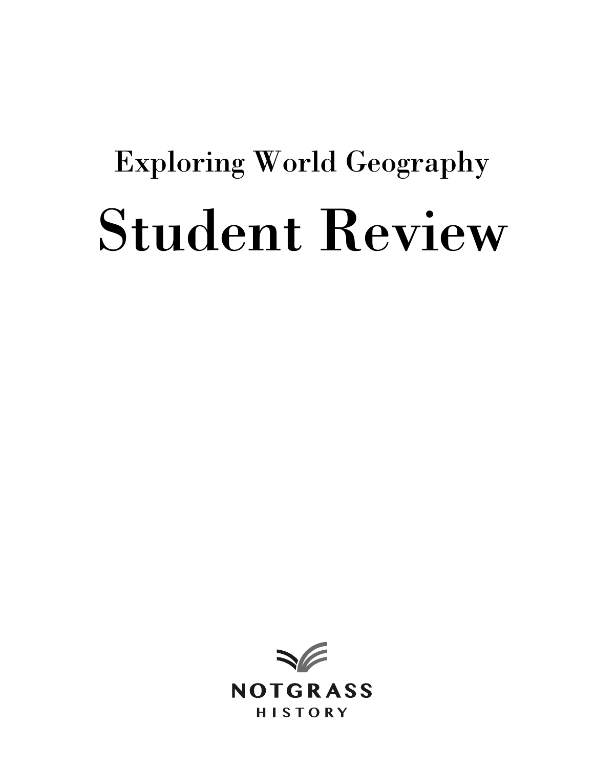# Exploring World Geography

# Student Review

NOTGRASS
HISTORY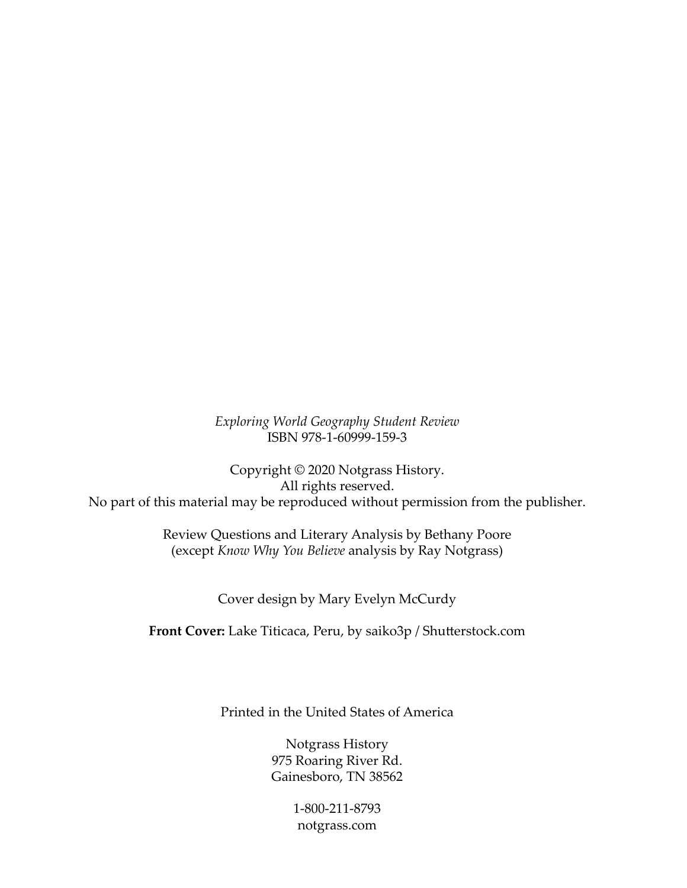*Exploring World Geography Student Review*
ISBN 978-1-60999-159-3

Copyright © 2020 Notgrass History.
All rights reserved.
No part of this material may be reproduced without permission from the publisher.

Review Questions and Literary Analysis by Bethany Poore
(except *Know Why You Believe* analysis by Ray Notgrass)

Cover design by Mary Evelyn McCurdy

**Front Cover:** Lake Titicaca, Peru, by saiko3p / Shutterstock.com

Printed in the United States of America

Notgrass History
975 Roaring River Rd.
Gainesboro, TN 38562

1-800-211-8793
notgrass.com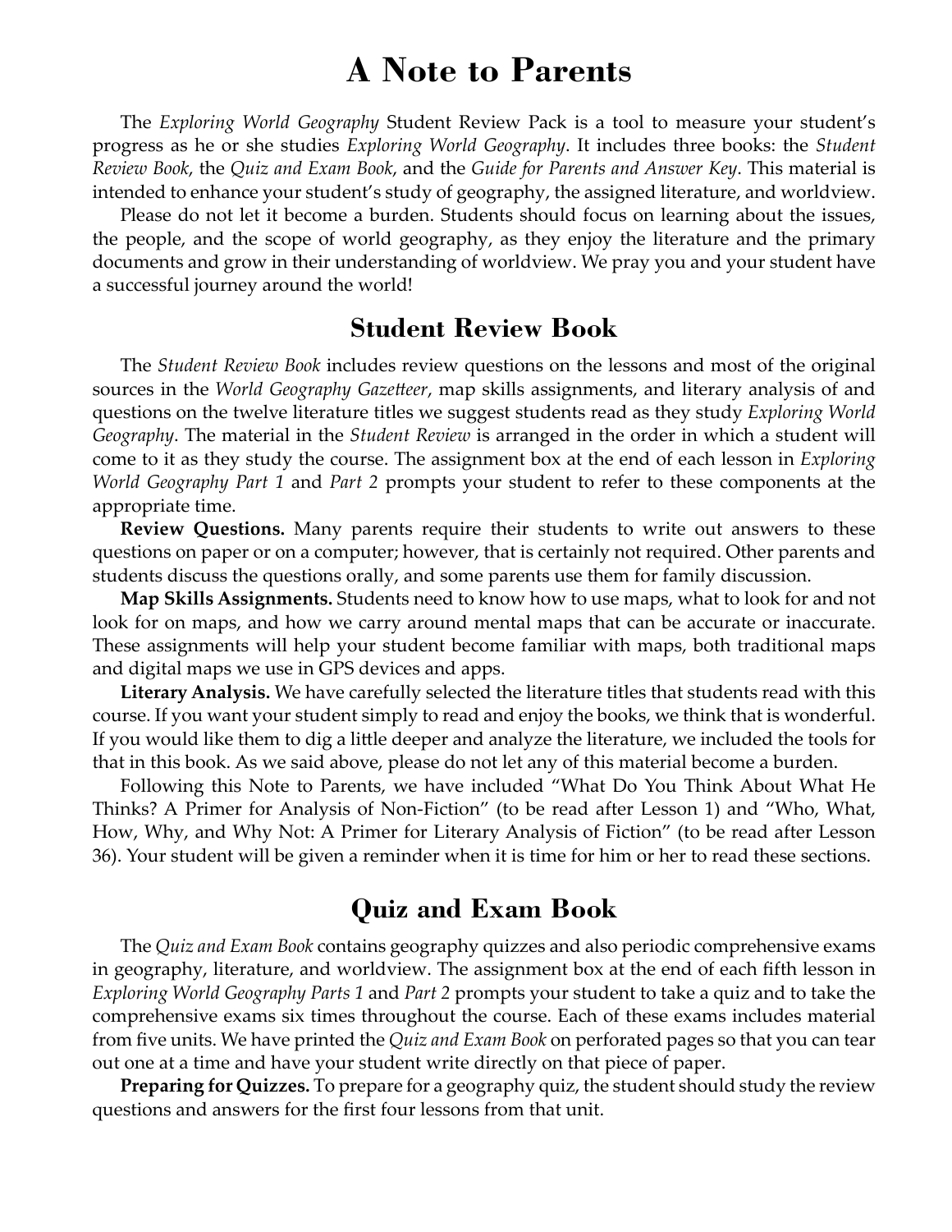# A Note to Parents

The *Exploring World Geography* Student Review Pack is a tool to measure your student's progress as he or she studies *Exploring World Geography*. It includes three books: the *Student Review Book*, the *Quiz and Exam Book*, and the *Guide for Parents and Answer Key*. This material is intended to enhance your student's study of geography, the assigned literature, and worldview.

Please do not let it become a burden. Students should focus on learning about the issues, the people, and the scope of world geography, as they enjoy the literature and the primary documents and grow in their understanding of worldview. We pray you and your student have a successful journey around the world!

## Student Review Book

The *Student Review Book* includes review questions on the lessons and most of the original sources in the *World Geography Gazetteer*, map skills assignments, and literary analysis of and questions on the twelve literature titles we suggest students read as they study *Exploring World Geography*. The material in the *Student Review* is arranged in the order in which a student will come to it as they study the course. The assignment box at the end of each lesson in *Exploring World Geography Part 1* and *Part 2* prompts your student to refer to these components at the appropriate time.

**Review Questions.** Many parents require their students to write out answers to these questions on paper or on a computer; however, that is certainly not required. Other parents and students discuss the questions orally, and some parents use them for family discussion.

**Map Skills Assignments.** Students need to know how to use maps, what to look for and not look for on maps, and how we carry around mental maps that can be accurate or inaccurate. These assignments will help your student become familiar with maps, both traditional maps and digital maps we use in GPS devices and apps.

**Literary Analysis.** We have carefully selected the literature titles that students read with this course. If you want your student simply to read and enjoy the books, we think that is wonderful. If you would like them to dig a little deeper and analyze the literature, we included the tools for that in this book. As we said above, please do not let any of this material become a burden.

Following this Note to Parents, we have included "What Do You Think About What He Thinks? A Primer for Analysis of Non-Fiction" (to be read after Lesson 1) and "Who, What, How, Why, and Why Not: A Primer for Literary Analysis of Fiction" (to be read after Lesson 36). Your student will be given a reminder when it is time for him or her to read these sections.

## Quiz and Exam Book

The *Quiz and Exam Book* contains geography quizzes and also periodic comprehensive exams in geography, literature, and worldview. The assignment box at the end of each fifth lesson in *Exploring World Geography Parts 1* and *Part 2* prompts your student to take a quiz and to take the comprehensive exams six times throughout the course. Each of these exams includes material from five units. We have printed the *Quiz and Exam Book* on perforated pages so that you can tear out one at a time and have your student write directly on that piece of paper.

**Preparing for Quizzes.** To prepare for a geography quiz, the student should study the review questions and answers for the first four lessons from that unit.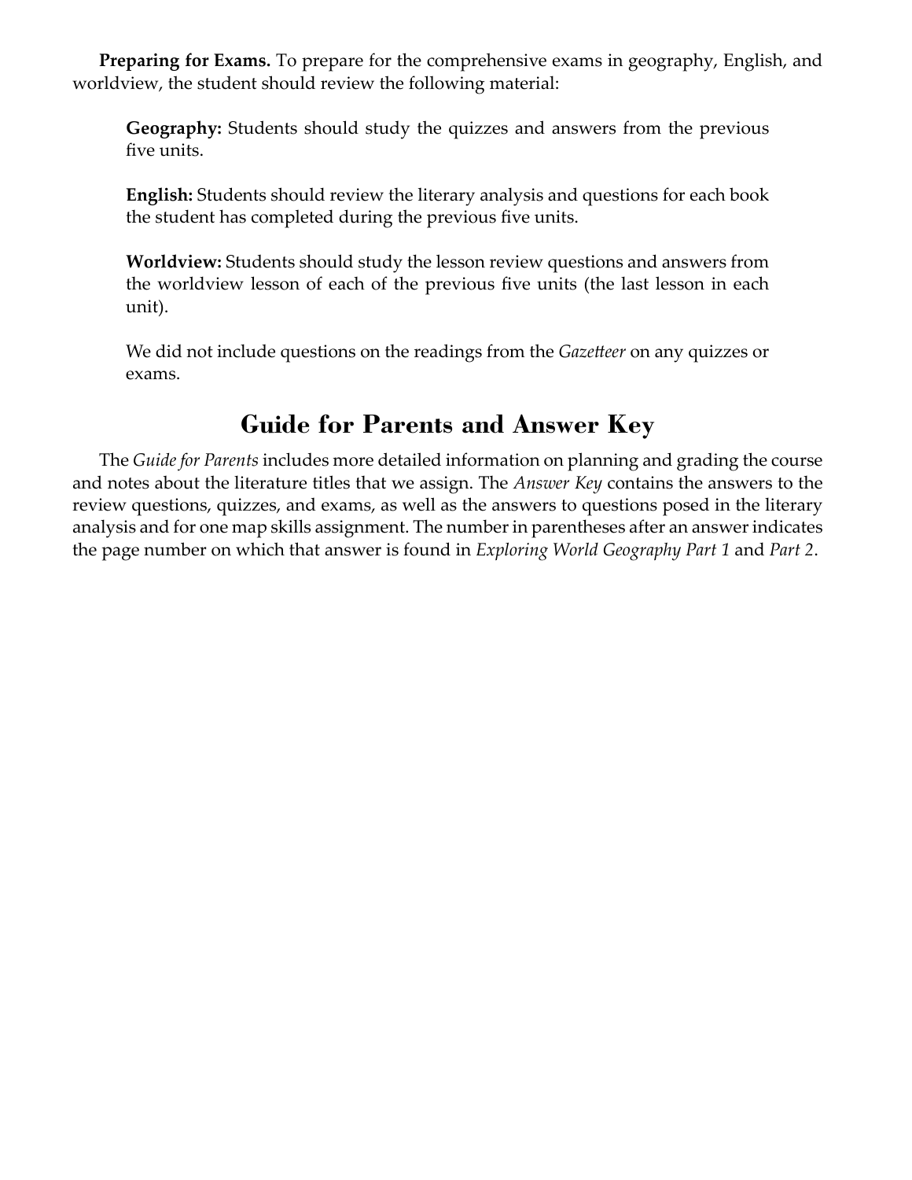**Preparing for Exams.** To prepare for the comprehensive exams in geography, English, and worldview, the student should review the following material:

> **Geography:** Students should study the quizzes and answers from the previous five units.
>
> **English:** Students should review the literary analysis and questions for each book the student has completed during the previous five units.
>
> **Worldview:** Students should study the lesson review questions and answers from the worldview lesson of each of the previous five units (the last lesson in each unit).
>
> We did not include questions on the readings from the *Gazetteer* on any quizzes or exams.

## Guide for Parents and Answer Key

The *Guide for Parents* includes more detailed information on planning and grading the course and notes about the literature titles that we assign. The *Answer Key* contains the answers to the review questions, quizzes, and exams, as well as the answers to questions posed in the literary analysis and for one map skills assignment. The number in parentheses after an answer indicates the page number on which that answer is found in *Exploring World Geography Part 1* and *Part 2*.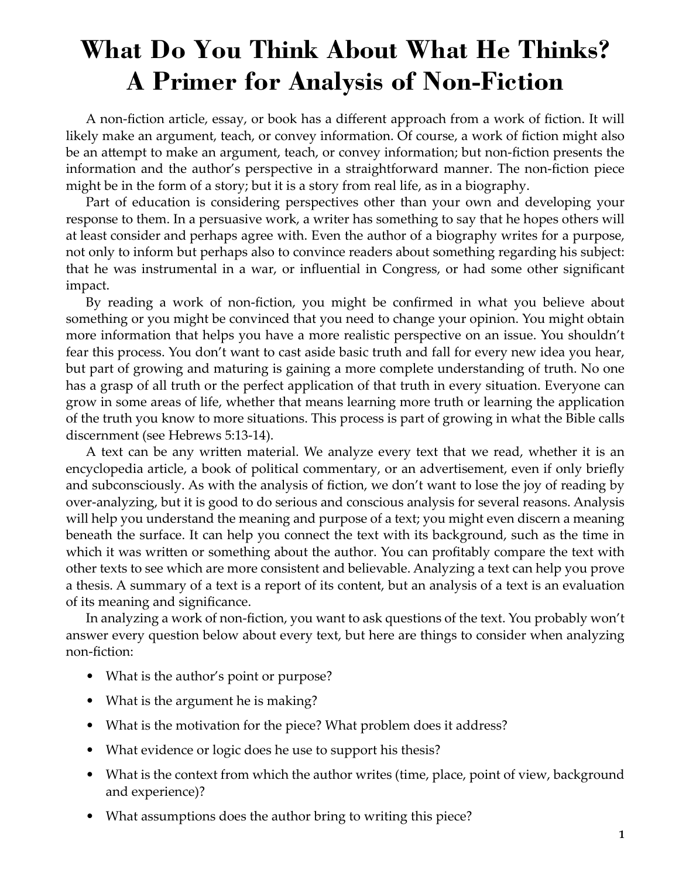# What Do You Think About What He Thinks? A Primer for Analysis of Non-Fiction

A non-fiction article, essay, or book has a different approach from a work of fiction. It will likely make an argument, teach, or convey information. Of course, a work of fiction might also be an attempt to make an argument, teach, or convey information; but non-fiction presents the information and the author's perspective in a straightforward manner. The non-fiction piece might be in the form of a story; but it is a story from real life, as in a biography.

Part of education is considering perspectives other than your own and developing your response to them. In a persuasive work, a writer has something to say that he hopes others will at least consider and perhaps agree with. Even the author of a biography writes for a purpose, not only to inform but perhaps also to convince readers about something regarding his subject: that he was instrumental in a war, or influential in Congress, or had some other significant impact.

By reading a work of non-fiction, you might be confirmed in what you believe about something or you might be convinced that you need to change your opinion. You might obtain more information that helps you have a more realistic perspective on an issue. You shouldn't fear this process. You don't want to cast aside basic truth and fall for every new idea you hear, but part of growing and maturing is gaining a more complete understanding of truth. No one has a grasp of all truth or the perfect application of that truth in every situation. Everyone can grow in some areas of life, whether that means learning more truth or learning the application of the truth you know to more situations. This process is part of growing in what the Bible calls discernment (see Hebrews 5:13-14).

A text can be any written material. We analyze every text that we read, whether it is an encyclopedia article, a book of political commentary, or an advertisement, even if only briefly and subconsciously. As with the analysis of fiction, we don't want to lose the joy of reading by over-analyzing, but it is good to do serious and conscious analysis for several reasons. Analysis will help you understand the meaning and purpose of a text; you might even discern a meaning beneath the surface. It can help you connect the text with its background, such as the time in which it was written or something about the author. You can profitably compare the text with other texts to see which are more consistent and believable. Analyzing a text can help you prove a thesis. A summary of a text is a report of its content, but an analysis of a text is an evaluation of its meaning and significance.

In analyzing a work of non-fiction, you want to ask questions of the text. You probably won't answer every question below about every text, but here are things to consider when analyzing non-fiction:

- What is the author's point or purpose?
- What is the argument he is making?
- What is the motivation for the piece? What problem does it address?
- What evidence or logic does he use to support his thesis?
- What is the context from which the author writes (time, place, point of view, background and experience)?
- What assumptions does the author bring to writing this piece?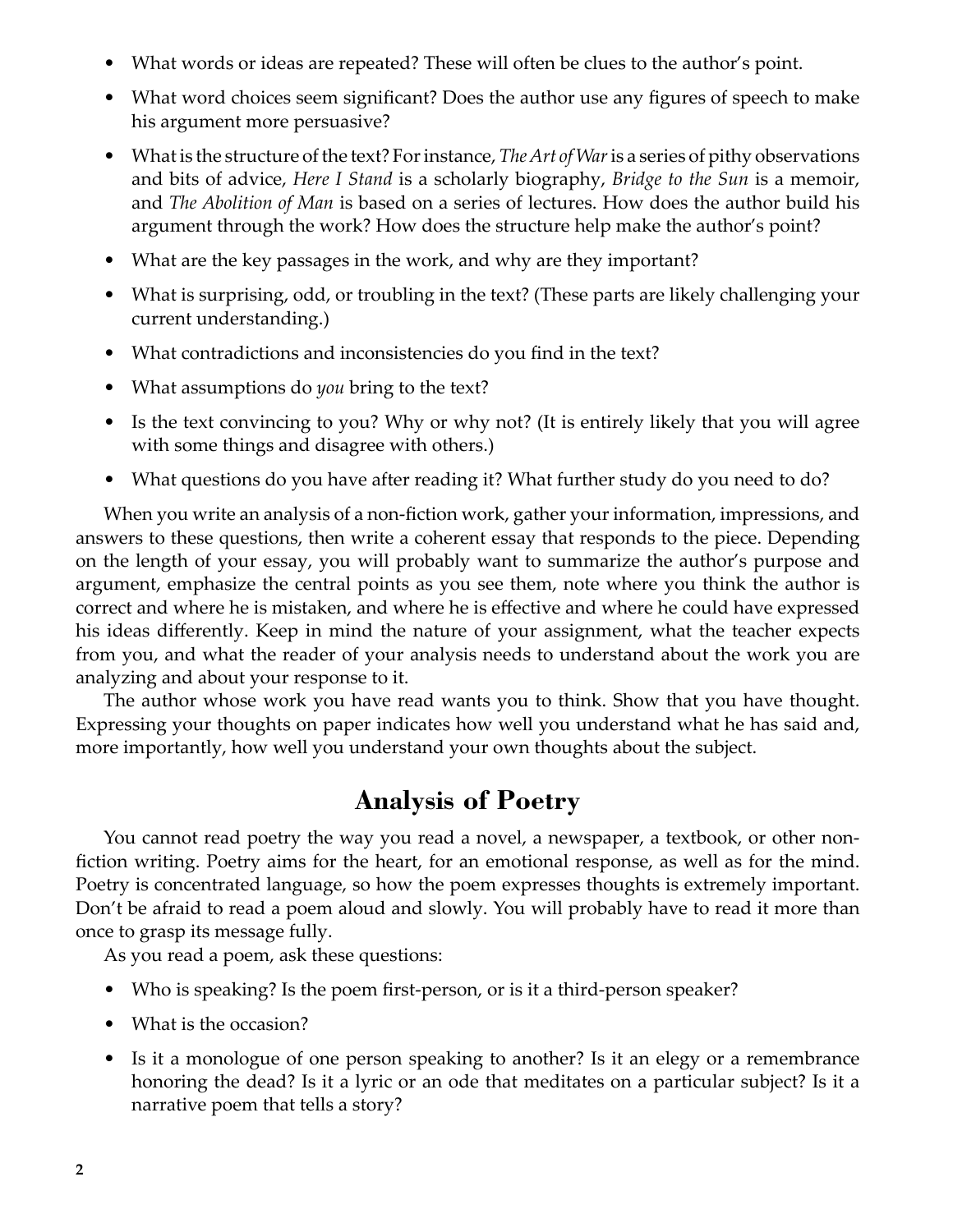- What words or ideas are repeated? These will often be clues to the author's point.
- What word choices seem significant? Does the author use any figures of speech to make his argument more persuasive?
- What is the structure of the text? For instance, *The Art of War* is a series of pithy observations and bits of advice, *Here I Stand* is a scholarly biography, *Bridge to the Sun* is a memoir, and *The Abolition of Man* is based on a series of lectures. How does the author build his argument through the work? How does the structure help make the author's point?
- What are the key passages in the work, and why are they important?
- What is surprising, odd, or troubling in the text? (These parts are likely challenging your current understanding.)
- What contradictions and inconsistencies do you find in the text?
- What assumptions do *you* bring to the text?
- Is the text convincing to you? Why or why not? (It is entirely likely that you will agree with some things and disagree with others.)
- What questions do you have after reading it? What further study do you need to do?

When you write an analysis of a non-fiction work, gather your information, impressions, and answers to these questions, then write a coherent essay that responds to the piece. Depending on the length of your essay, you will probably want to summarize the author's purpose and argument, emphasize the central points as you see them, note where you think the author is correct and where he is mistaken, and where he is effective and where he could have expressed his ideas differently. Keep in mind the nature of your assignment, what the teacher expects from you, and what the reader of your analysis needs to understand about the work you are analyzing and about your response to it.

The author whose work you have read wants you to think. Show that you have thought. Expressing your thoughts on paper indicates how well you understand what he has said and, more importantly, how well you understand your own thoughts about the subject.

## Analysis of Poetry

You cannot read poetry the way you read a novel, a newspaper, a textbook, or other non-fiction writing. Poetry aims for the heart, for an emotional response, as well as for the mind. Poetry is concentrated language, so how the poem expresses thoughts is extremely important. Don't be afraid to read a poem aloud and slowly. You will probably have to read it more than once to grasp its message fully.

As you read a poem, ask these questions:

- Who is speaking? Is the poem first-person, or is it a third-person speaker?
- What is the occasion?
- Is it a monologue of one person speaking to another? Is it an elegy or a remembrance honoring the dead? Is it a lyric or an ode that meditates on a particular subject? Is it a narrative poem that tells a story?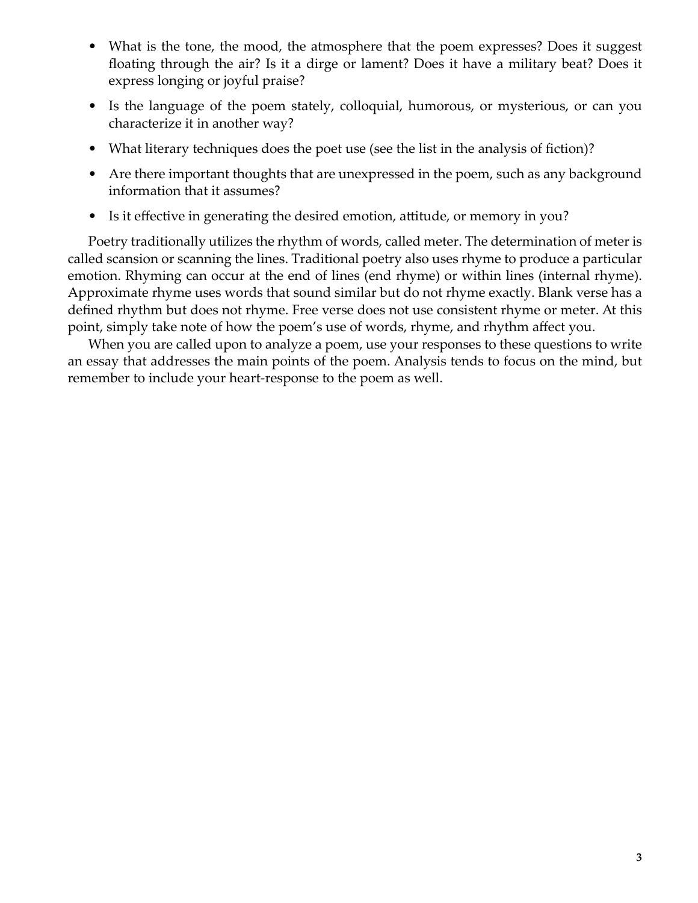- What is the tone, the mood, the atmosphere that the poem expresses? Does it suggest floating through the air? Is it a dirge or lament? Does it have a military beat? Does it express longing or joyful praise?
- Is the language of the poem stately, colloquial, humorous, or mysterious, or can you characterize it in another way?
- What literary techniques does the poet use (see the list in the analysis of fiction)?
- Are there important thoughts that are unexpressed in the poem, such as any background information that it assumes?
- Is it effective in generating the desired emotion, attitude, or memory in you?

Poetry traditionally utilizes the rhythm of words, called meter. The determination of meter is called scansion or scanning the lines. Traditional poetry also uses rhyme to produce a particular emotion. Rhyming can occur at the end of lines (end rhyme) or within lines (internal rhyme). Approximate rhyme uses words that sound similar but do not rhyme exactly. Blank verse has a defined rhythm but does not rhyme. Free verse does not use consistent rhyme or meter. At this point, simply take note of how the poem's use of words, rhyme, and rhythm affect you.

When you are called upon to analyze a poem, use your responses to these questions to write an essay that addresses the main points of the poem. Analysis tends to focus on the mind, but remember to include your heart-response to the poem as well.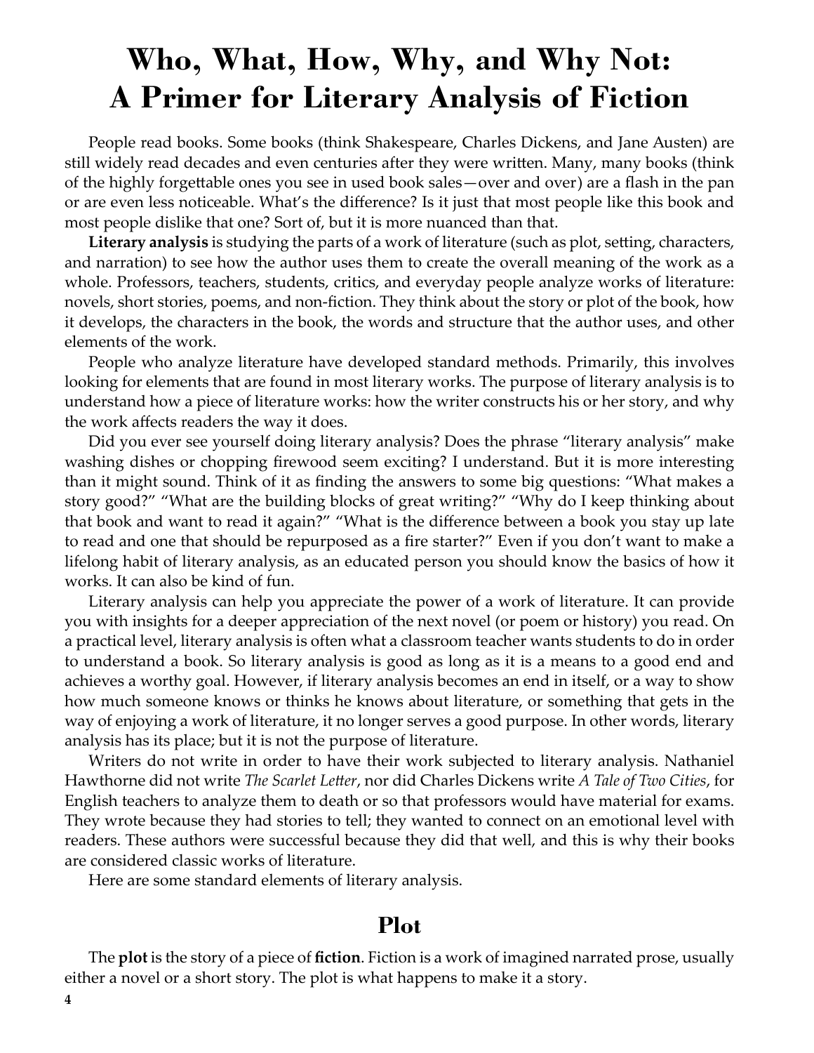# Who, What, How, Why, and Why Not: A Primer for Literary Analysis of Fiction

People read books. Some books (think Shakespeare, Charles Dickens, and Jane Austen) are still widely read decades and even centuries after they were written. Many, many books (think of the highly forgettable ones you see in used book sales—over and over) are a flash in the pan or are even less noticeable. What's the difference? Is it just that most people like this book and most people dislike that one? Sort of, but it is more nuanced than that.

**Literary analysis** is studying the parts of a work of literature (such as plot, setting, characters, and narration) to see how the author uses them to create the overall meaning of the work as a whole. Professors, teachers, students, critics, and everyday people analyze works of literature: novels, short stories, poems, and non-fiction. They think about the story or plot of the book, how it develops, the characters in the book, the words and structure that the author uses, and other elements of the work.

People who analyze literature have developed standard methods. Primarily, this involves looking for elements that are found in most literary works. The purpose of literary analysis is to understand how a piece of literature works: how the writer constructs his or her story, and why the work affects readers the way it does.

Did you ever see yourself doing literary analysis? Does the phrase "literary analysis" make washing dishes or chopping firewood seem exciting? I understand. But it is more interesting than it might sound. Think of it as finding the answers to some big questions: "What makes a story good?" "What are the building blocks of great writing?" "Why do I keep thinking about that book and want to read it again?" "What is the difference between a book you stay up late to read and one that should be repurposed as a fire starter?" Even if you don't want to make a lifelong habit of literary analysis, as an educated person you should know the basics of how it works. It can also be kind of fun.

Literary analysis can help you appreciate the power of a work of literature. It can provide you with insights for a deeper appreciation of the next novel (or poem or history) you read. On a practical level, literary analysis is often what a classroom teacher wants students to do in order to understand a book. So literary analysis is good as long as it is a means to a good end and achieves a worthy goal. However, if literary analysis becomes an end in itself, or a way to show how much someone knows or thinks he knows about literature, or something that gets in the way of enjoying a work of literature, it no longer serves a good purpose. In other words, literary analysis has its place; but it is not the purpose of literature.

Writers do not write in order to have their work subjected to literary analysis. Nathaniel Hawthorne did not write *The Scarlet Letter*, nor did Charles Dickens write *A Tale of Two Cities*, for English teachers to analyze them to death or so that professors would have material for exams. They wrote because they had stories to tell; they wanted to connect on an emotional level with readers. These authors were successful because they did that well, and this is why their books are considered classic works of literature.

Here are some standard elements of literary analysis.

## Plot

The **plot** is the story of a piece of **fiction**. Fiction is a work of imagined narrated prose, usually either a novel or a short story. The plot is what happens to make it a story.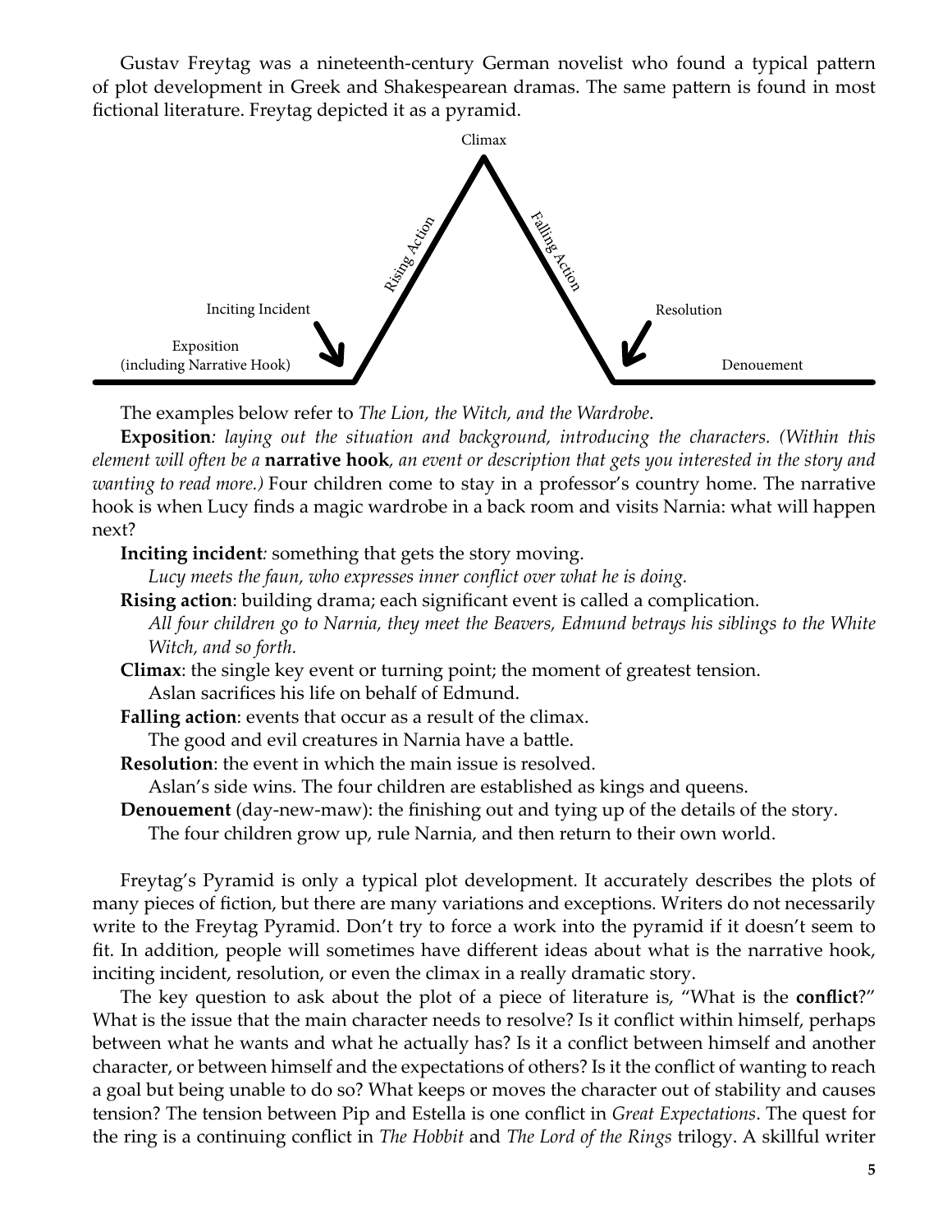Gustav Freytag was a nineteenth-century German novelist who found a typical pattern of plot development in Greek and Shakespearean dramas. The same pattern is found in most fictional literature. Freytag depicted it as a pyramid.

Climax

Rising Action

Falling Action

Inciting Incident

Resolution

Exposition
(including Narrative Hook)

Denouement

The examples below refer to *The Lion, the Witch, and the Wardrobe*.

**Exposition***: laying out the situation and background, introducing the characters. (Within this element will often be a* **narrative hook***, an event or description that gets you interested in the story and wanting to read more.)* Four children come to stay in a professor's country home. The narrative hook is when Lucy finds a magic wardrobe in a back room and visits Narnia: what will happen next?

**Inciting incident***:* something that gets the story moving.

*Lucy meets the faun, who expresses inner conflict over what he is doing.*

**Rising action**: building drama; each significant event is called a complication.

*All four children go to Narnia, they meet the Beavers, Edmund betrays his siblings to the White Witch, and so forth.*

**Climax**: the single key event or turning point; the moment of greatest tension.

Aslan sacrifices his life on behalf of Edmund.

**Falling action**: events that occur as a result of the climax.

The good and evil creatures in Narnia have a battle.

**Resolution**: the event in which the main issue is resolved.

Aslan's side wins. The four children are established as kings and queens.

**Denouement** (day-new-maw): the finishing out and tying up of the details of the story.

The four children grow up, rule Narnia, and then return to their own world.

Freytag's Pyramid is only a typical plot development. It accurately describes the plots of many pieces of fiction, but there are many variations and exceptions. Writers do not necessarily write to the Freytag Pyramid. Don't try to force a work into the pyramid if it doesn't seem to fit. In addition, people will sometimes have different ideas about what is the narrative hook, inciting incident, resolution, or even the climax in a really dramatic story.

The key question to ask about the plot of a piece of literature is, "What is the **conflict**?" What is the issue that the main character needs to resolve? Is it conflict within himself, perhaps between what he wants and what he actually has? Is it a conflict between himself and another character, or between himself and the expectations of others? Is it the conflict of wanting to reach a goal but being unable to do so? What keeps or moves the character out of stability and causes tension? The tension between Pip and Estella is one conflict in *Great Expectations*. The quest for the ring is a continuing conflict in *The Hobbit* and *The Lord of the Rings* trilogy. A skillful writer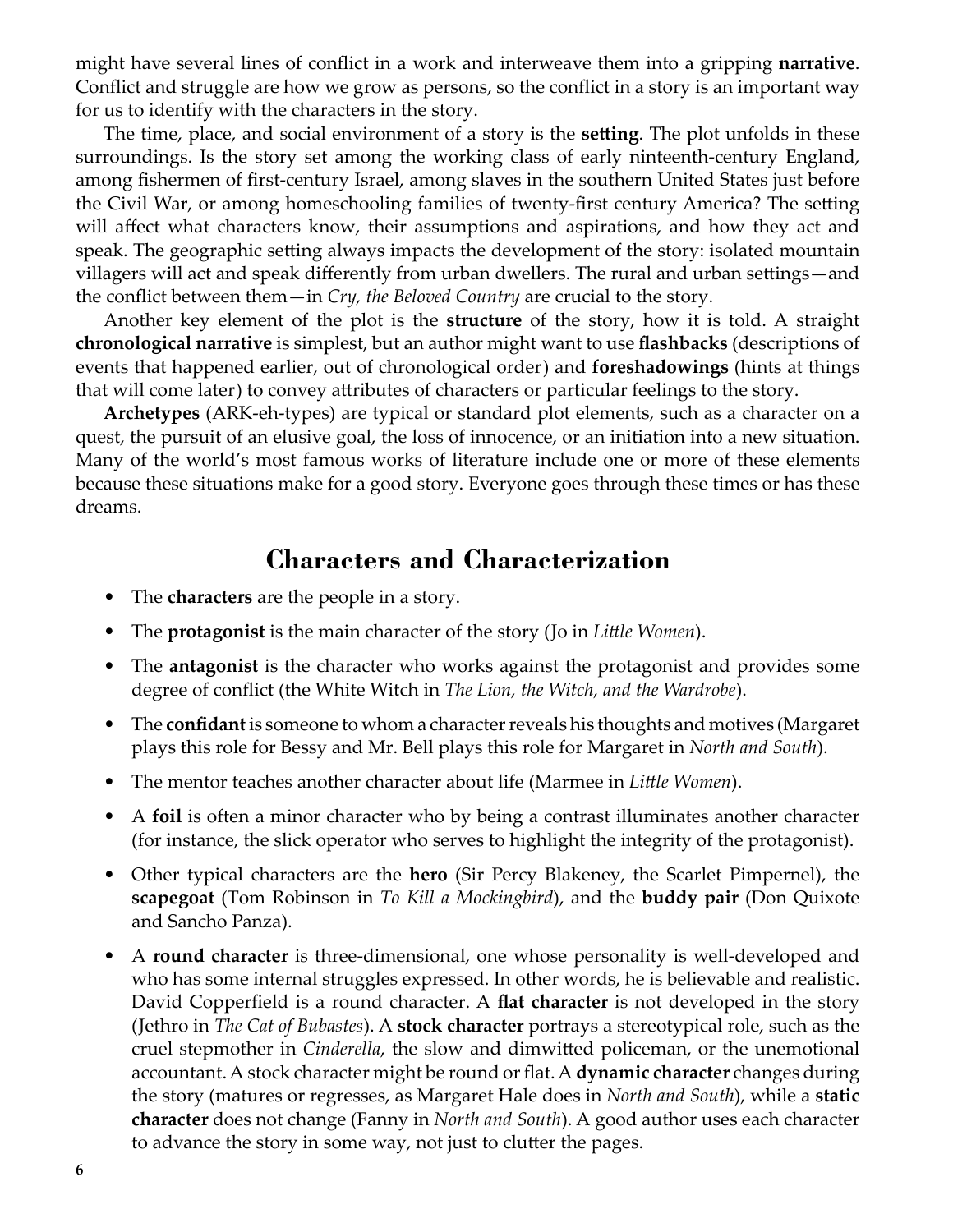might have several lines of conflict in a work and interweave them into a gripping **narrative**. Conflict and struggle are how we grow as persons, so the conflict in a story is an important way for us to identify with the characters in the story.

The time, place, and social environment of a story is the **setting**. The plot unfolds in these surroundings. Is the story set among the working class of early nineteenth-century England, among fishermen of first-century Israel, among slaves in the southern United States just before the Civil War, or among homeschooling families of twenty-first century America? The setting will affect what characters know, their assumptions and aspirations, and how they act and speak. The geographic setting always impacts the development of the story: isolated mountain villagers will act and speak differently from urban dwellers. The rural and urban settings—and the conflict between them—in *Cry, the Beloved Country* are crucial to the story.

Another key element of the plot is the **structure** of the story, how it is told. A straight **chronological narrative** is simplest, but an author might want to use **flashbacks** (descriptions of events that happened earlier, out of chronological order) and **foreshadowings** (hints at things that will come later) to convey attributes of characters or particular feelings to the story.

**Archetypes** (ARK-eh-types) are typical or standard plot elements, such as a character on a quest, the pursuit of an elusive goal, the loss of innocence, or an initiation into a new situation. Many of the world's most famous works of literature include one or more of these elements because these situations make for a good story. Everyone goes through these times or has these dreams.

## Characters and Characterization

- The **characters** are the people in a story.
- The **protagonist** is the main character of the story (Jo in *Little Women*).
- The **antagonist** is the character who works against the protagonist and provides some degree of conflict (the White Witch in *The Lion, the Witch, and the Wardrobe*).
- The **confidant** is someone to whom a character reveals his thoughts and motives (Margaret plays this role for Bessy and Mr. Bell plays this role for Margaret in *North and South*).
- The mentor teaches another character about life (Marmee in *Little Women*).
- A **foil** is often a minor character who by being a contrast illuminates another character (for instance, the slick operator who serves to highlight the integrity of the protagonist).
- Other typical characters are the **hero** (Sir Percy Blakeney, the Scarlet Pimpernel), the **scapegoat** (Tom Robinson in *To Kill a Mockingbird*), and the **buddy pair** (Don Quixote and Sancho Panza).
- A **round character** is three-dimensional, one whose personality is well-developed and who has some internal struggles expressed. In other words, he is believable and realistic. David Copperfield is a round character. A **flat character** is not developed in the story (Jethro in *The Cat of Bubastes*). A **stock character** portrays a stereotypical role, such as the cruel stepmother in *Cinderella*, the slow and dimwitted policeman, or the unemotional accountant. A stock character might be round or flat. A **dynamic character** changes during the story (matures or regresses, as Margaret Hale does in *North and South*), while a **static character** does not change (Fanny in *North and South*). A good author uses each character to advance the story in some way, not just to clutter the pages.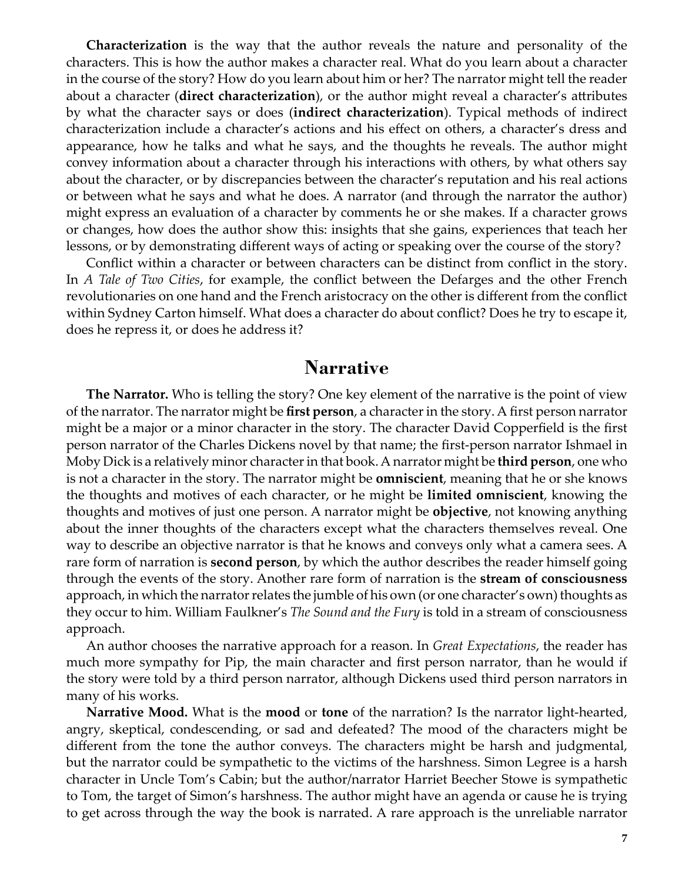**Characterization** is the way that the author reveals the nature and personality of the characters. This is how the author makes a character real. What do you learn about a character in the course of the story? How do you learn about him or her? The narrator might tell the reader about a character (**direct characterization**), or the author might reveal a character's attributes by what the character says or does (**indirect characterization**). Typical methods of indirect characterization include a character's actions and his effect on others, a character's dress and appearance, how he talks and what he says, and the thoughts he reveals. The author might convey information about a character through his interactions with others, by what others say about the character, or by discrepancies between the character's reputation and his real actions or between what he says and what he does. A narrator (and through the narrator the author) might express an evaluation of a character by comments he or she makes. If a character grows or changes, how does the author show this: insights that she gains, experiences that teach her lessons, or by demonstrating different ways of acting or speaking over the course of the story?

Conflict within a character or between characters can be distinct from conflict in the story. In *A Tale of Two Cities*, for example, the conflict between the Defarges and the other French revolutionaries on one hand and the French aristocracy on the other is different from the conflict within Sydney Carton himself. What does a character do about conflict? Does he try to escape it, does he repress it, or does he address it?

## Narrative

**The Narrator.** Who is telling the story? One key element of the narrative is the point of view of the narrator. The narrator might be **first person**, a character in the story. A first person narrator might be a major or a minor character in the story. The character David Copperfield is the first person narrator of the Charles Dickens novel by that name; the first-person narrator Ishmael in Moby Dick is a relatively minor character in that book. A narrator might be **third person**, one who is not a character in the story. The narrator might be **omniscient**, meaning that he or she knows the thoughts and motives of each character, or he might be **limited omniscient**, knowing the thoughts and motives of just one person. A narrator might be **objective**, not knowing anything about the inner thoughts of the characters except what the characters themselves reveal. One way to describe an objective narrator is that he knows and conveys only what a camera sees. A rare form of narration is **second person**, by which the author describes the reader himself going through the events of the story. Another rare form of narration is the **stream of consciousness** approach, in which the narrator relates the jumble of his own (or one character's own) thoughts as they occur to him. William Faulkner's *The Sound and the Fury* is told in a stream of consciousness approach.

An author chooses the narrative approach for a reason. In *Great Expectations*, the reader has much more sympathy for Pip, the main character and first person narrator, than he would if the story were told by a third person narrator, although Dickens used third person narrators in many of his works.

**Narrative Mood.** What is the **mood** or **tone** of the narration? Is the narrator light-hearted, angry, skeptical, condescending, or sad and defeated? The mood of the characters might be different from the tone the author conveys. The characters might be harsh and judgmental, but the narrator could be sympathetic to the victims of the harshness. Simon Legree is a harsh character in Uncle Tom's Cabin; but the author/narrator Harriet Beecher Stowe is sympathetic to Tom, the target of Simon's harshness. The author might have an agenda or cause he is trying to get across through the way the book is narrated. A rare approach is the unreliable narrator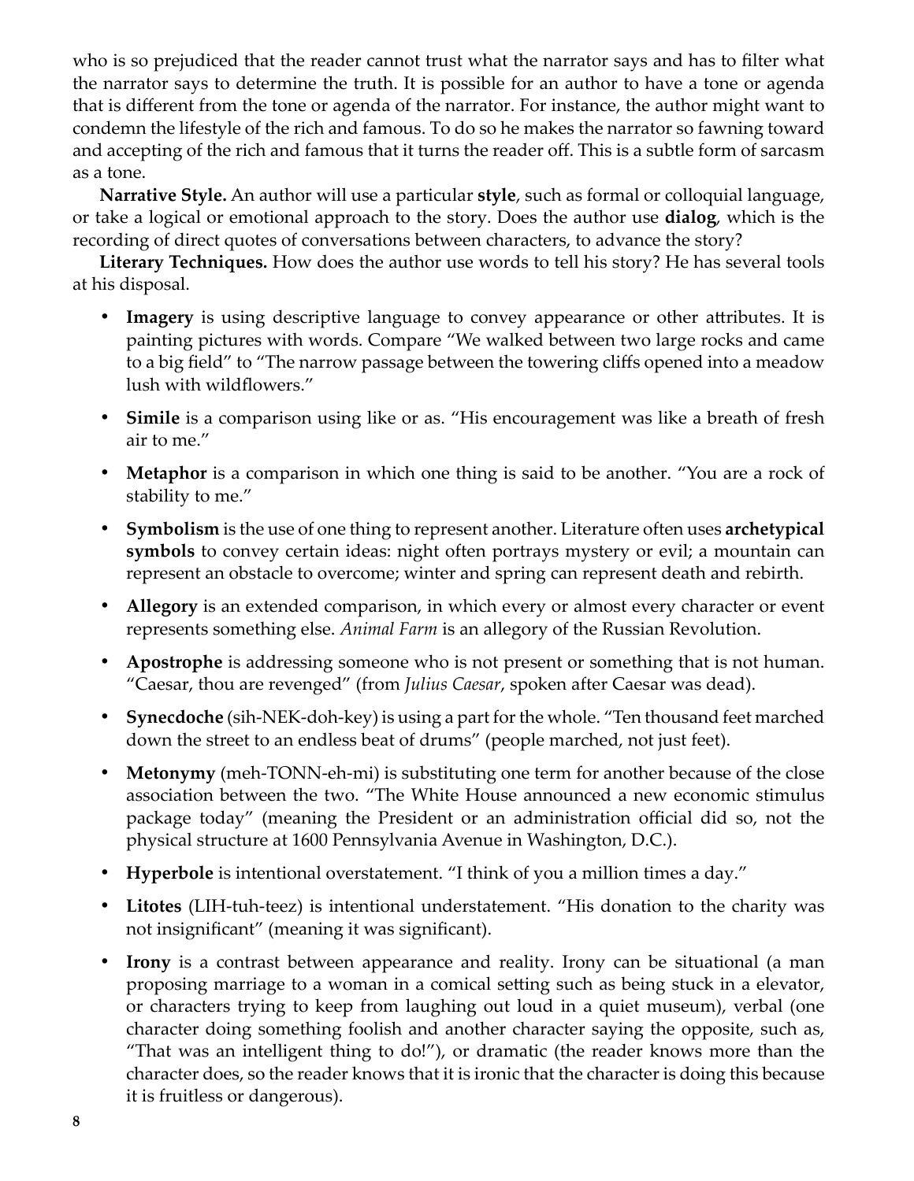who is so prejudiced that the reader cannot trust what the narrator says and has to filter what the narrator says to determine the truth. It is possible for an author to have a tone or agenda that is different from the tone or agenda of the narrator. For instance, the author might want to condemn the lifestyle of the rich and famous. To do so he makes the narrator so fawning toward and accepting of the rich and famous that it turns the reader off. This is a subtle form of sarcasm as a tone.

**Narrative Style.** An author will use a particular **style**, such as formal or colloquial language, or take a logical or emotional approach to the story. Does the author use **dialog**, which is the recording of direct quotes of conversations between characters, to advance the story?

**Literary Techniques.** How does the author use words to tell his story? He has several tools at his disposal.

- **Imagery** is using descriptive language to convey appearance or other attributes. It is painting pictures with words. Compare "We walked between two large rocks and came to a big field" to "The narrow passage between the towering cliffs opened into a meadow lush with wildflowers."
- **Simile** is a comparison using like or as. "His encouragement was like a breath of fresh air to me."
- **Metaphor** is a comparison in which one thing is said to be another. "You are a rock of stability to me."
- **Symbolism** is the use of one thing to represent another. Literature often uses **archetypical symbols** to convey certain ideas: night often portrays mystery or evil; a mountain can represent an obstacle to overcome; winter and spring can represent death and rebirth.
- **Allegory** is an extended comparison, in which every or almost every character or event represents something else. *Animal Farm* is an allegory of the Russian Revolution.
- **Apostrophe** is addressing someone who is not present or something that is not human. "Caesar, thou are revenged" (from *Julius Caesar*, spoken after Caesar was dead).
- **Synecdoche** (sih-NEK-doh-key) is using a part for the whole. "Ten thousand feet marched down the street to an endless beat of drums" (people marched, not just feet).
- **Metonymy** (meh-TONN-eh-mi) is substituting one term for another because of the close association between the two. "The White House announced a new economic stimulus package today" (meaning the President or an administration official did so, not the physical structure at 1600 Pennsylvania Avenue in Washington, D.C.).
- **Hyperbole** is intentional overstatement. "I think of you a million times a day."
- **Litotes** (LIH-tuh-teez) is intentional understatement. "His donation to the charity was not insignificant" (meaning it was significant).
- **Irony** is a contrast between appearance and reality. Irony can be situational (a man proposing marriage to a woman in a comical setting such as being stuck in a elevator, or characters trying to keep from laughing out loud in a quiet museum), verbal (one character doing something foolish and another character saying the opposite, such as, "That was an intelligent thing to do!"), or dramatic (the reader knows more than the character does, so the reader knows that it is ironic that the character is doing this because it is fruitless or dangerous).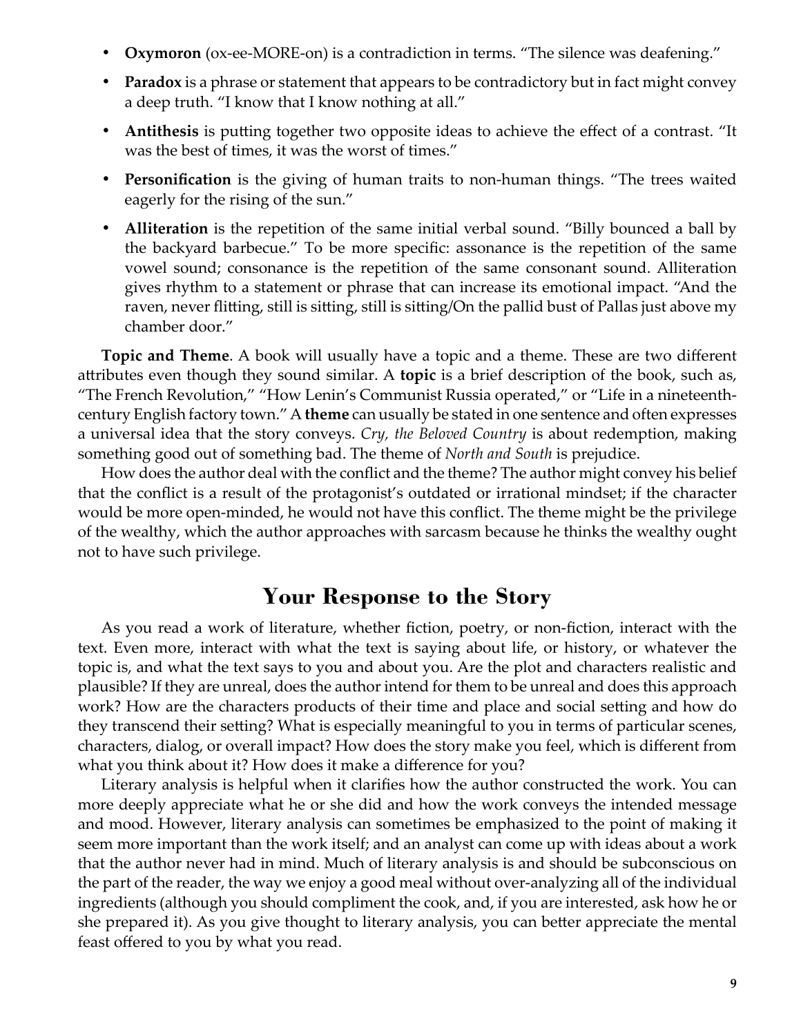- **Oxymoron** (ox-ee-MORE-on) is a contradiction in terms. “The silence was deafening.”
- **Paradox** is a phrase or statement that appears to be contradictory but in fact might convey a deep truth. “I know that I know nothing at all.”
- **Antithesis** is putting together two opposite ideas to achieve the effect of a contrast. “It was the best of times, it was the worst of times.”
- **Personification** is the giving of human traits to non-human things. “The trees waited eagerly for the rising of the sun.”
- **Alliteration** is the repetition of the same initial verbal sound. “Billy bounced a ball by the backyard barbecue.” To be more specific: assonance is the repetition of the same vowel sound; consonance is the repetition of the same consonant sound. Alliteration gives rhythm to a statement or phrase that can increase its emotional impact. “And the raven, never flitting, still is sitting, still is sitting/On the pallid bust of Pallas just above my chamber door.”

**Topic and Theme**. A book will usually have a topic and a theme. These are two different attributes even though they sound similar. A **topic** is a brief description of the book, such as, “The French Revolution,” “How Lenin’s Communist Russia operated,” or “Life in a nineteenth-century English factory town.” A **theme** can usually be stated in one sentence and often expresses a universal idea that the story conveys. *Cry, the Beloved Country* is about redemption, making something good out of something bad. The theme of *North and South* is prejudice.

How does the author deal with the conflict and the theme? The author might convey his belief that the conflict is a result of the protagonist’s outdated or irrational mindset; if the character would be more open-minded, he would not have this conflict. The theme might be the privilege of the wealthy, which the author approaches with sarcasm because he thinks the wealthy ought not to have such privilege.

## Your Response to the Story

As you read a work of literature, whether fiction, poetry, or non-fiction, interact with the text. Even more, interact with what the text is saying about life, or history, or whatever the topic is, and what the text says to you and about you. Are the plot and characters realistic and plausible? If they are unreal, does the author intend for them to be unreal and does this approach work? How are the characters products of their time and place and social setting and how do they transcend their setting? What is especially meaningful to you in terms of particular scenes, characters, dialog, or overall impact? How does the story make you feel, which is different from what you think about it? How does it make a difference for you?

Literary analysis is helpful when it clarifies how the author constructed the work. You can more deeply appreciate what he or she did and how the work conveys the intended message and mood. However, literary analysis can sometimes be emphasized to the point of making it seem more important than the work itself; and an analyst can come up with ideas about a work that the author never had in mind. Much of literary analysis is and should be subconscious on the part of the reader, the way we enjoy a good meal without over-analyzing all of the individual ingredients (although you should compliment the cook, and, if you are interested, ask how he or she prepared it). As you give thought to literary analysis, you can better appreciate the mental feast offered to you by what you read.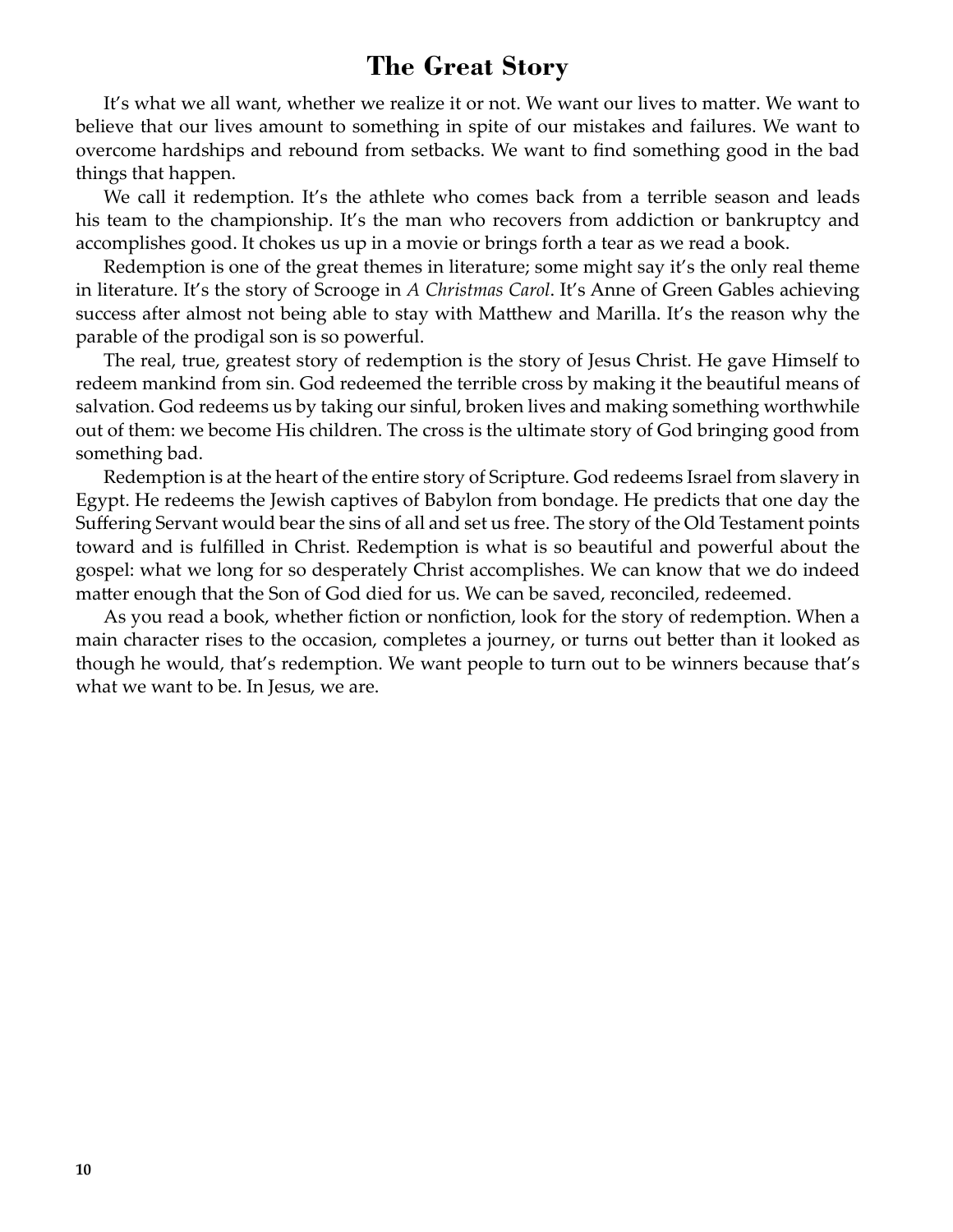# The Great Story

It's what we all want, whether we realize it or not. We want our lives to matter. We want to believe that our lives amount to something in spite of our mistakes and failures. We want to overcome hardships and rebound from setbacks. We want to find something good in the bad things that happen.

We call it redemption. It's the athlete who comes back from a terrible season and leads his team to the championship. It's the man who recovers from addiction or bankruptcy and accomplishes good. It chokes us up in a movie or brings forth a tear as we read a book.

Redemption is one of the great themes in literature; some might say it's the only real theme in literature. It's the story of Scrooge in *A Christmas Carol*. It's Anne of Green Gables achieving success after almost not being able to stay with Matthew and Marilla. It's the reason why the parable of the prodigal son is so powerful.

The real, true, greatest story of redemption is the story of Jesus Christ. He gave Himself to redeem mankind from sin. God redeemed the terrible cross by making it the beautiful means of salvation. God redeems us by taking our sinful, broken lives and making something worthwhile out of them: we become His children. The cross is the ultimate story of God bringing good from something bad.

Redemption is at the heart of the entire story of Scripture. God redeems Israel from slavery in Egypt. He redeems the Jewish captives of Babylon from bondage. He predicts that one day the Suffering Servant would bear the sins of all and set us free. The story of the Old Testament points toward and is fulfilled in Christ. Redemption is what is so beautiful and powerful about the gospel: what we long for so desperately Christ accomplishes. We can know that we do indeed matter enough that the Son of God died for us. We can be saved, reconciled, redeemed.

As you read a book, whether fiction or nonfiction, look for the story of redemption. When a main character rises to the occasion, completes a journey, or turns out better than it looked as though he would, that's redemption. We want people to turn out to be winners because that's what we want to be. In Jesus, we are.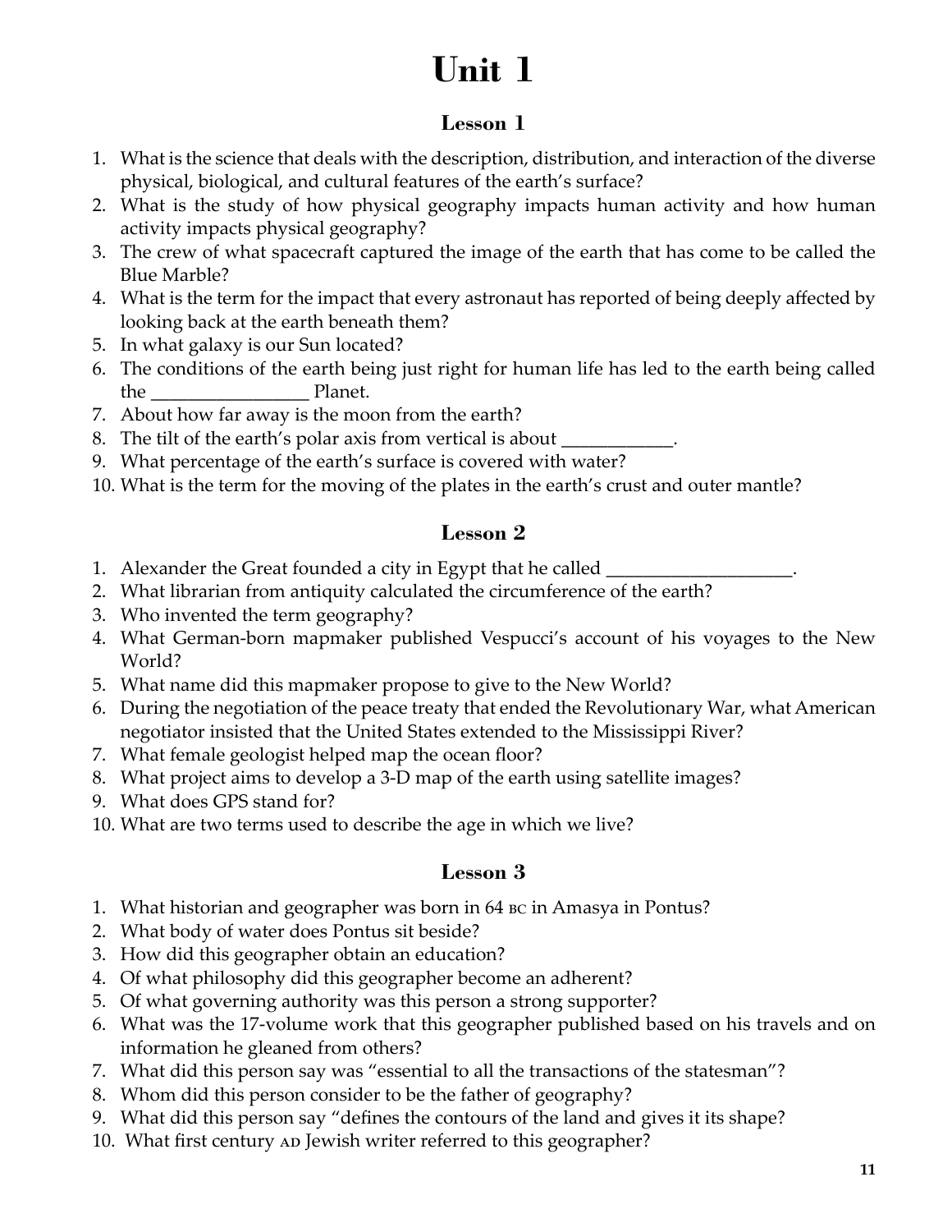# Unit 1

## Lesson 1

1. What is the science that deals with the description, distribution, and interaction of the diverse physical, biological, and cultural features of the earth's surface?
2. What is the study of how physical geography impacts human activity and how human activity impacts physical geography?
3. The crew of what spacecraft captured the image of the earth that has come to be called the Blue Marble?
4. What is the term for the impact that every astronaut has reported of being deeply affected by looking back at the earth beneath them?
5. In what galaxy is our Sun located?
6. The conditions of the earth being just right for human life has led to the earth being called the _________________ Planet.
7. About how far away is the moon from the earth?
8. The tilt of the earth's polar axis from vertical is about ____________.
9. What percentage of the earth's surface is covered with water?
10. What is the term for the moving of the plates in the earth's crust and outer mantle?

## Lesson 2

1. Alexander the Great founded a city in Egypt that he called ____________________.
2. What librarian from antiquity calculated the circumference of the earth?
3. Who invented the term geography?
4. What German-born mapmaker published Vespucci's account of his voyages to the New World?
5. What name did this mapmaker propose to give to the New World?
6. During the negotiation of the peace treaty that ended the Revolutionary War, what American negotiator insisted that the United States extended to the Mississippi River?
7. What female geologist helped map the ocean floor?
8. What project aims to develop a 3-D map of the earth using satellite images?
9. What does GPS stand for?
10. What are two terms used to describe the age in which we live?

## Lesson 3

1. What historian and geographer was born in 64 BC in Amasya in Pontus?
2. What body of water does Pontus sit beside?
3. How did this geographer obtain an education?
4. Of what philosophy did this geographer become an adherent?
5. Of what governing authority was this person a strong supporter?
6. What was the 17-volume work that this geographer published based on his travels and on information he gleaned from others?
7. What did this person say was "essential to all the transactions of the statesman"?
8. Whom did this person consider to be the father of geography?
9. What did this person say "defines the contours of the land and gives it its shape?
10. What first century AD Jewish writer referred to this geographer?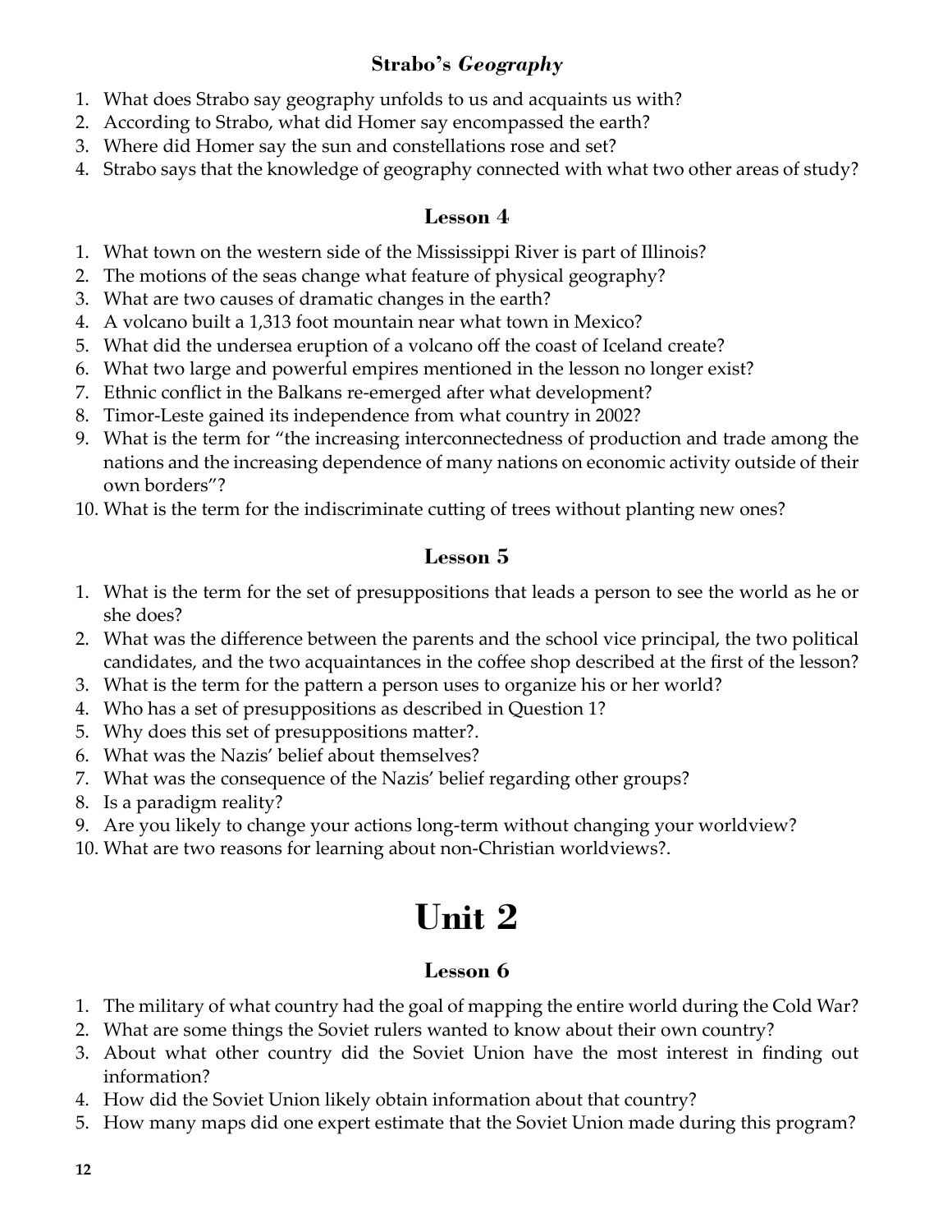### Strabo's *Geography*

1. What does Strabo say geography unfolds to us and acquaints us with?
2. According to Strabo, what did Homer say encompassed the earth?
3. Where did Homer say the sun and constellations rose and set?
4. Strabo says that the knowledge of geography connected with what two other areas of study?

### Lesson 4

1. What town on the western side of the Mississippi River is part of Illinois?
2. The motions of the seas change what feature of physical geography?
3. What are two causes of dramatic changes in the earth?
4. A volcano built a 1,313 foot mountain near what town in Mexico?
5. What did the undersea eruption of a volcano off the coast of Iceland create?
6. What two large and powerful empires mentioned in the lesson no longer exist?
7. Ethnic conflict in the Balkans re-emerged after what development?
8. Timor-Leste gained its independence from what country in 2002?
9. What is the term for "the increasing interconnectedness of production and trade among the nations and the increasing dependence of many nations on economic activity outside of their own borders"?
10. What is the term for the indiscriminate cutting of trees without planting new ones?

### Lesson 5

1. What is the term for the set of presuppositions that leads a person to see the world as he or she does?
2. What was the difference between the parents and the school vice principal, the two political candidates, and the two acquaintances in the coffee shop described at the first of the lesson?
3. What is the term for the pattern a person uses to organize his or her world?
4. Who has a set of presuppositions as described in Question 1?
5. Why does this set of presuppositions matter?.
6. What was the Nazis' belief about themselves?
7. What was the consequence of the Nazis' belief regarding other groups?
8. Is a paradigm reality?
9. Are you likely to change your actions long-term without changing your worldview?
10. What are two reasons for learning about non-Christian worldviews?.

# Unit 2

### Lesson 6

1. The military of what country had the goal of mapping the entire world during the Cold War?
2. What are some things the Soviet rulers wanted to know about their own country?
3. About what other country did the Soviet Union have the most interest in finding out information?
4. How did the Soviet Union likely obtain information about that country?
5. How many maps did one expert estimate that the Soviet Union made during this program?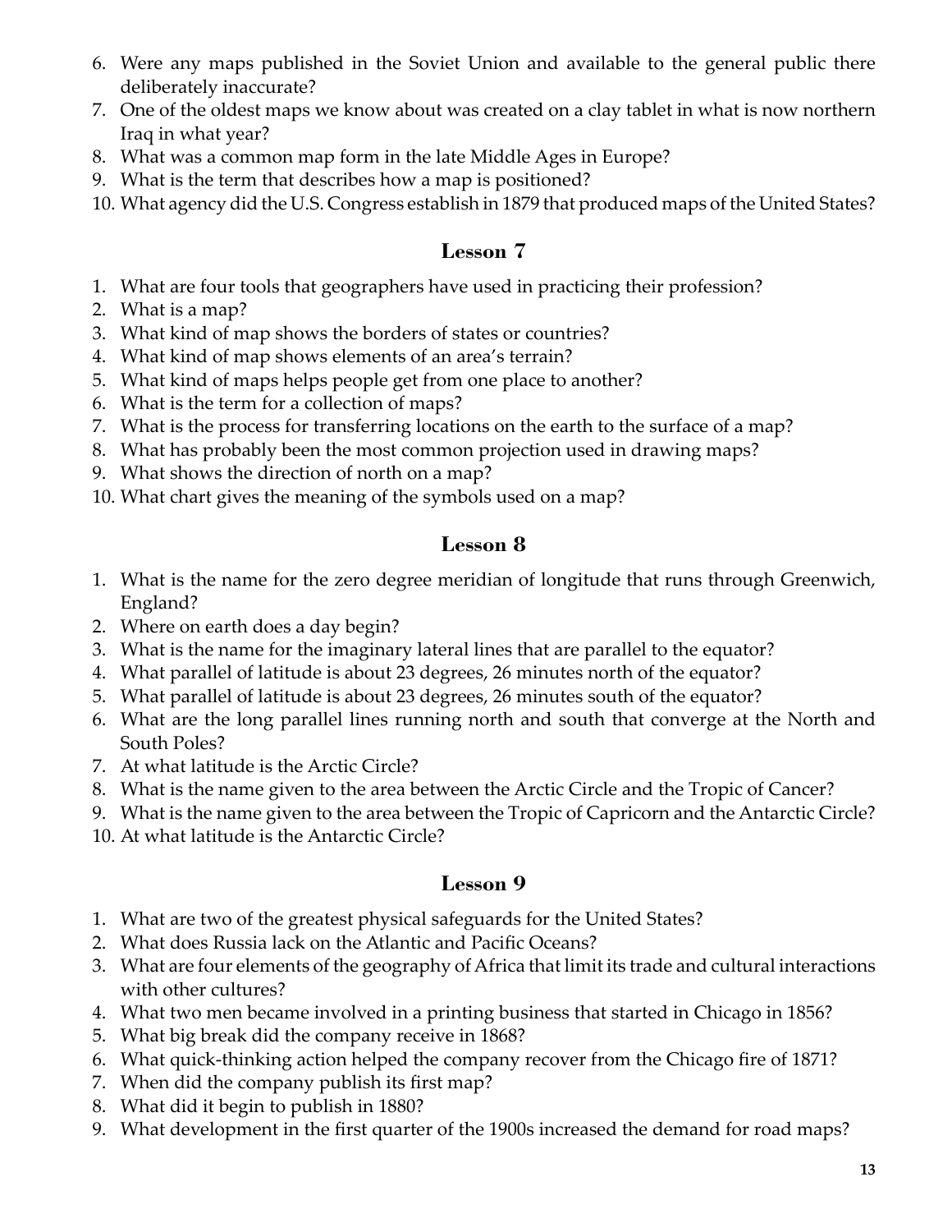6. Were any maps published in the Soviet Union and available to the general public there deliberately inaccurate?
7. One of the oldest maps we know about was created on a clay tablet in what is now northern Iraq in what year?
8. What was a common map form in the late Middle Ages in Europe?
9. What is the term that describes how a map is positioned?
10. What agency did the U.S. Congress establish in 1879 that produced maps of the United States?

## Lesson 7

1. What are four tools that geographers have used in practicing their profession?
2. What is a map?
3. What kind of map shows the borders of states or countries?
4. What kind of map shows elements of an area's terrain?
5. What kind of maps helps people get from one place to another?
6. What is the term for a collection of maps?
7. What is the process for transferring locations on the earth to the surface of a map?
8. What has probably been the most common projection used in drawing maps?
9. What shows the direction of north on a map?
10. What chart gives the meaning of the symbols used on a map?

## Lesson 8

1. What is the name for the zero degree meridian of longitude that runs through Greenwich, England?
2. Where on earth does a day begin?
3. What is the name for the imaginary lateral lines that are parallel to the equator?
4. What parallel of latitude is about 23 degrees, 26 minutes north of the equator?
5. What parallel of latitude is about 23 degrees, 26 minutes south of the equator?
6. What are the long parallel lines running north and south that converge at the North and South Poles?
7. At what latitude is the Arctic Circle?
8. What is the name given to the area between the Arctic Circle and the Tropic of Cancer?
9. What is the name given to the area between the Tropic of Capricorn and the Antarctic Circle?
10. At what latitude is the Antarctic Circle?

## Lesson 9

1. What are two of the greatest physical safeguards for the United States?
2. What does Russia lack on the Atlantic and Pacific Oceans?
3. What are four elements of the geography of Africa that limit its trade and cultural interactions with other cultures?
4. What two men became involved in a printing business that started in Chicago in 1856?
5. What big break did the company receive in 1868?
6. What quick-thinking action helped the company recover from the Chicago fire of 1871?
7. When did the company publish its first map?
8. What did it begin to publish in 1880?
9. What development in the first quarter of the 1900s increased the demand for road maps?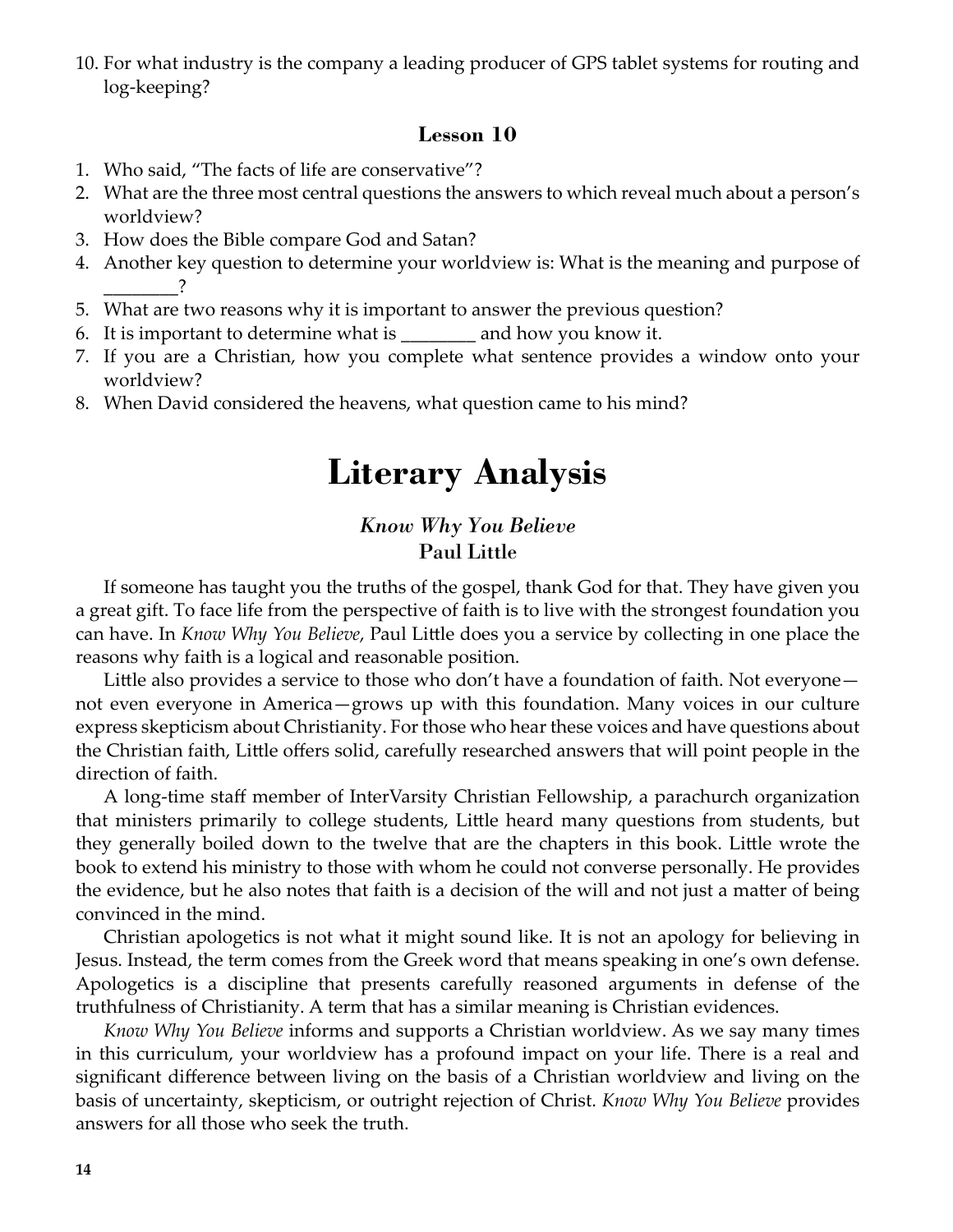10. For what industry is the company a leading producer of GPS tablet systems for routing and log-keeping?

### Lesson 10

1. Who said, “The facts of life are conservative”?
2. What are the three most central questions the answers to which reveal much about a person’s worldview?
3. How does the Bible compare God and Satan?
4. Another key question to determine your worldview is: What is the meaning and purpose of ________?
5. What are two reasons why it is important to answer the previous question?
6. It is important to determine what is ________ and how you know it.
7. If you are a Christian, how you complete what sentence provides a window onto your worldview?
8. When David considered the heavens, what question came to his mind?

# Literary Analysis

### *Know Why You Believe*
### Paul Little

If someone has taught you the truths of the gospel, thank God for that. They have given you a great gift. To face life from the perspective of faith is to live with the strongest foundation you can have. In *Know Why You Believe*, Paul Little does you a service by collecting in one place the reasons why faith is a logical and reasonable position.

Little also provides a service to those who don’t have a foundation of faith. Not everyone—not even everyone in America—grows up with this foundation. Many voices in our culture express skepticism about Christianity. For those who hear these voices and have questions about the Christian faith, Little offers solid, carefully researched answers that will point people in the direction of faith.

A long-time staff member of InterVarsity Christian Fellowship, a parachurch organization that ministers primarily to college students, Little heard many questions from students, but they generally boiled down to the twelve that are the chapters in this book. Little wrote the book to extend his ministry to those with whom he could not converse personally. He provides the evidence, but he also notes that faith is a decision of the will and not just a matter of being convinced in the mind.

Christian apologetics is not what it might sound like. It is not an apology for believing in Jesus. Instead, the term comes from the Greek word that means speaking in one’s own defense. Apologetics is a discipline that presents carefully reasoned arguments in defense of the truthfulness of Christianity. A term that has a similar meaning is Christian evidences.

*Know Why You Believe* informs and supports a Christian worldview. As we say many times in this curriculum, your worldview has a profound impact on your life. There is a real and significant difference between living on the basis of a Christian worldview and living on the basis of uncertainty, skepticism, or outright rejection of Christ. *Know Why You Believe* provides answers for all those who seek the truth.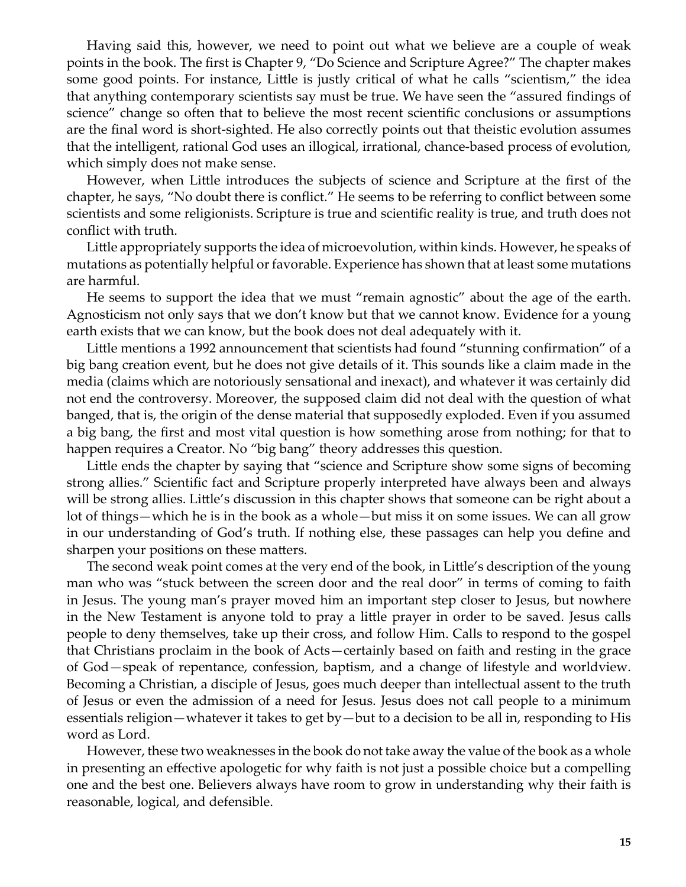Having said this, however, we need to point out what we believe are a couple of weak points in the book. The first is Chapter 9, "Do Science and Scripture Agree?" The chapter makes some good points. For instance, Little is justly critical of what he calls "scientism," the idea that anything contemporary scientists say must be true. We have seen the "assured findings of science" change so often that to believe the most recent scientific conclusions or assumptions are the final word is short-sighted. He also correctly points out that theistic evolution assumes that the intelligent, rational God uses an illogical, irrational, chance-based process of evolution, which simply does not make sense.

However, when Little introduces the subjects of science and Scripture at the first of the chapter, he says, "No doubt there is conflict." He seems to be referring to conflict between some scientists and some religionists. Scripture is true and scientific reality is true, and truth does not conflict with truth.

Little appropriately supports the idea of microevolution, within kinds. However, he speaks of mutations as potentially helpful or favorable. Experience has shown that at least some mutations are harmful.

He seems to support the idea that we must "remain agnostic" about the age of the earth. Agnosticism not only says that we don't know but that we cannot know. Evidence for a young earth exists that we can know, but the book does not deal adequately with it.

Little mentions a 1992 announcement that scientists had found "stunning confirmation" of a big bang creation event, but he does not give details of it. This sounds like a claim made in the media (claims which are notoriously sensational and inexact), and whatever it was certainly did not end the controversy. Moreover, the supposed claim did not deal with the question of what banged, that is, the origin of the dense material that supposedly exploded. Even if you assumed a big bang, the first and most vital question is how something arose from nothing; for that to happen requires a Creator. No "big bang" theory addresses this question.

Little ends the chapter by saying that "science and Scripture show some signs of becoming strong allies." Scientific fact and Scripture properly interpreted have always been and always will be strong allies. Little's discussion in this chapter shows that someone can be right about a lot of things—which he is in the book as a whole—but miss it on some issues. We can all grow in our understanding of God's truth. If nothing else, these passages can help you define and sharpen your positions on these matters.

The second weak point comes at the very end of the book, in Little's description of the young man who was "stuck between the screen door and the real door" in terms of coming to faith in Jesus. The young man's prayer moved him an important step closer to Jesus, but nowhere in the New Testament is anyone told to pray a little prayer in order to be saved. Jesus calls people to deny themselves, take up their cross, and follow Him. Calls to respond to the gospel that Christians proclaim in the book of Acts—certainly based on faith and resting in the grace of God—speak of repentance, confession, baptism, and a change of lifestyle and worldview. Becoming a Christian, a disciple of Jesus, goes much deeper than intellectual assent to the truth of Jesus or even the admission of a need for Jesus. Jesus does not call people to a minimum essentials religion—whatever it takes to get by—but to a decision to be all in, responding to His word as Lord.

However, these two weaknesses in the book do not take away the value of the book as a whole in presenting an effective apologetic for why faith is not just a possible choice but a compelling one and the best one. Believers always have room to grow in understanding why their faith is reasonable, logical, and defensible.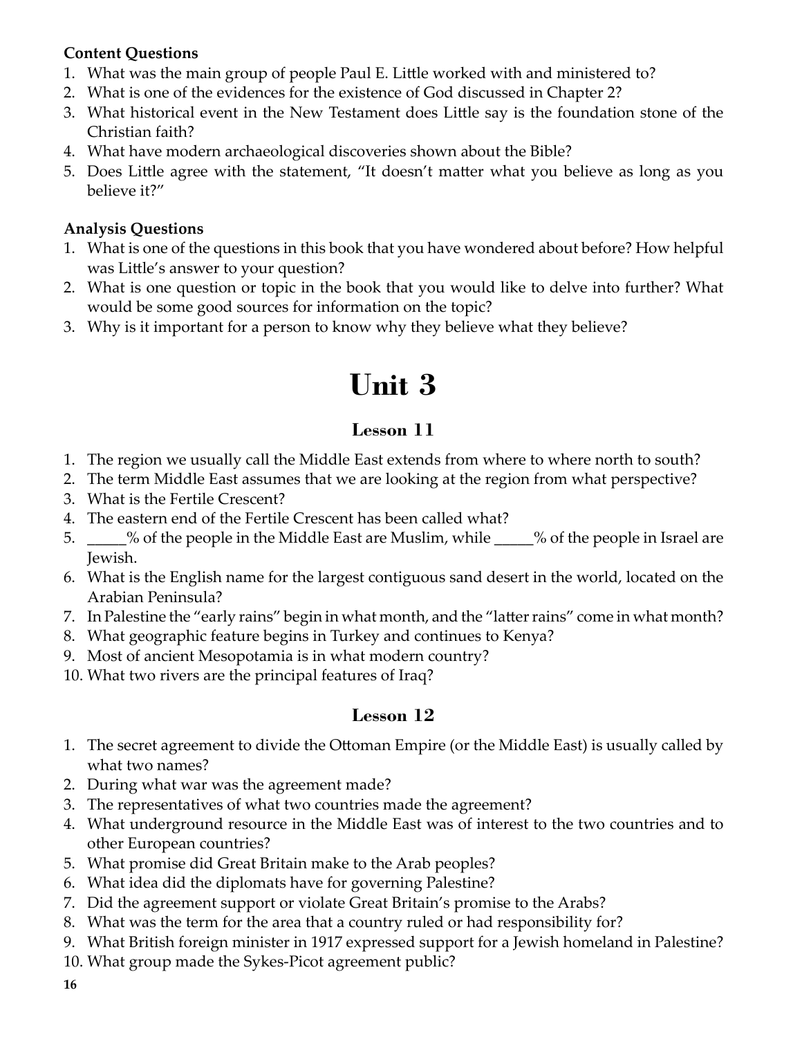**Content Questions**

1. What was the main group of people Paul E. Little worked with and ministered to?
2. What is one of the evidences for the existence of God discussed in Chapter 2?
3. What historical event in the New Testament does Little say is the foundation stone of the Christian faith?
4. What have modern archaeological discoveries shown about the Bible?
5. Does Little agree with the statement, "It doesn't matter what you believe as long as you believe it?"

**Analysis Questions**

1. What is one of the questions in this book that you have wondered about before? How helpful was Little's answer to your question?
2. What is one question or topic in the book that you would like to delve into further? What would be some good sources for information on the topic?
3. Why is it important for a person to know why they believe what they believe?

# Unit 3

## Lesson 11

1. The region we usually call the Middle East extends from where to where north to south?
2. The term Middle East assumes that we are looking at the region from what perspective?
3. What is the Fertile Crescent?
4. The eastern end of the Fertile Crescent has been called what?
5. _____% of the people in the Middle East are Muslim, while _____% of the people in Israel are Jewish.
6. What is the English name for the largest contiguous sand desert in the world, located on the Arabian Peninsula?
7. In Palestine the "early rains" begin in what month, and the "latter rains" come in what month?
8. What geographic feature begins in Turkey and continues to Kenya?
9. Most of ancient Mesopotamia is in what modern country?
10. What two rivers are the principal features of Iraq?

## Lesson 12

1. The secret agreement to divide the Ottoman Empire (or the Middle East) is usually called by what two names?
2. During what war was the agreement made?
3. The representatives of what two countries made the agreement?
4. What underground resource in the Middle East was of interest to the two countries and to other European countries?
5. What promise did Great Britain make to the Arab peoples?
6. What idea did the diplomats have for governing Palestine?
7. Did the agreement support or violate Great Britain's promise to the Arabs?
8. What was the term for the area that a country ruled or had responsibility for?
9. What British foreign minister in 1917 expressed support for a Jewish homeland in Palestine?
10. What group made the Sykes-Picot agreement public?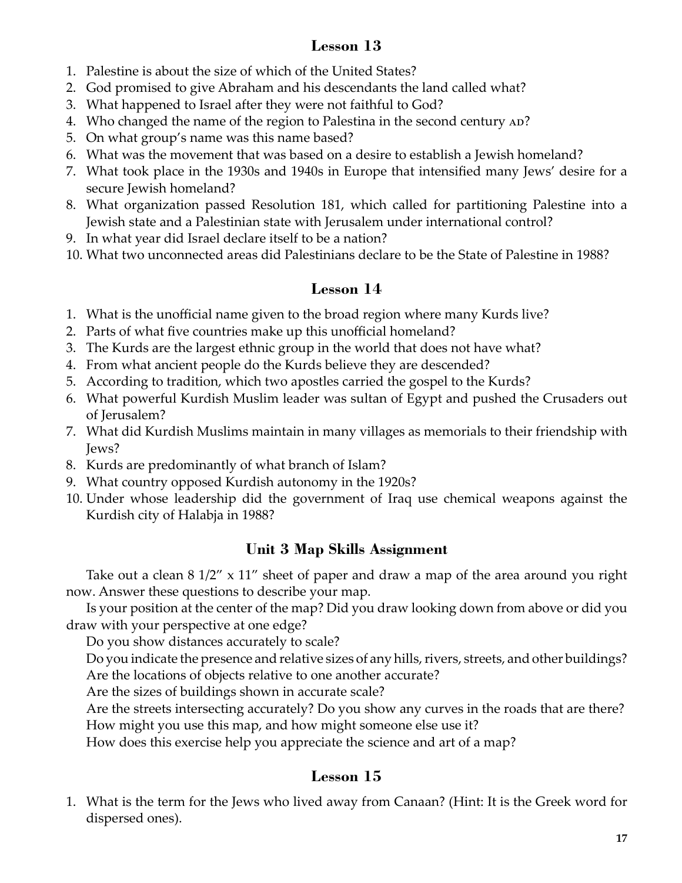## Lesson 13

1. Palestine is about the size of which of the United States?
2. God promised to give Abraham and his descendants the land called what?
3. What happened to Israel after they were not faithful to God?
4. Who changed the name of the region to Palestina in the second century AD?
5. On what group's name was this name based?
6. What was the movement that was based on a desire to establish a Jewish homeland?
7. What took place in the 1930s and 1940s in Europe that intensified many Jews' desire for a secure Jewish homeland?
8. What organization passed Resolution 181, which called for partitioning Palestine into a Jewish state and a Palestinian state with Jerusalem under international control?
9. In what year did Israel declare itself to be a nation?
10. What two unconnected areas did Palestinians declare to be the State of Palestine in 1988?

## Lesson 14

1. What is the unofficial name given to the broad region where many Kurds live?
2. Parts of what five countries make up this unofficial homeland?
3. The Kurds are the largest ethnic group in the world that does not have what?
4. From what ancient people do the Kurds believe they are descended?
5. According to tradition, which two apostles carried the gospel to the Kurds?
6. What powerful Kurdish Muslim leader was sultan of Egypt and pushed the Crusaders out of Jerusalem?
7. What did Kurdish Muslims maintain in many villages as memorials to their friendship with Jews?
8. Kurds are predominantly of what branch of Islam?
9. What country opposed Kurdish autonomy in the 1920s?
10. Under whose leadership did the government of Iraq use chemical weapons against the Kurdish city of Halabja in 1988?

## Unit 3 Map Skills Assignment

Take out a clean 8 1/2" x 11" sheet of paper and draw a map of the area around you right now. Answer these questions to describe your map.

Is your position at the center of the map? Did you draw looking down from above or did you draw with your perspective at one edge?

Do you show distances accurately to scale?

Do you indicate the presence and relative sizes of any hills, rivers, streets, and other buildings?

Are the locations of objects relative to one another accurate?

Are the sizes of buildings shown in accurate scale?

Are the streets intersecting accurately? Do you show any curves in the roads that are there?

How might you use this map, and how might someone else use it?

How does this exercise help you appreciate the science and art of a map?

## Lesson 15

1. What is the term for the Jews who lived away from Canaan? (Hint: It is the Greek word for dispersed ones).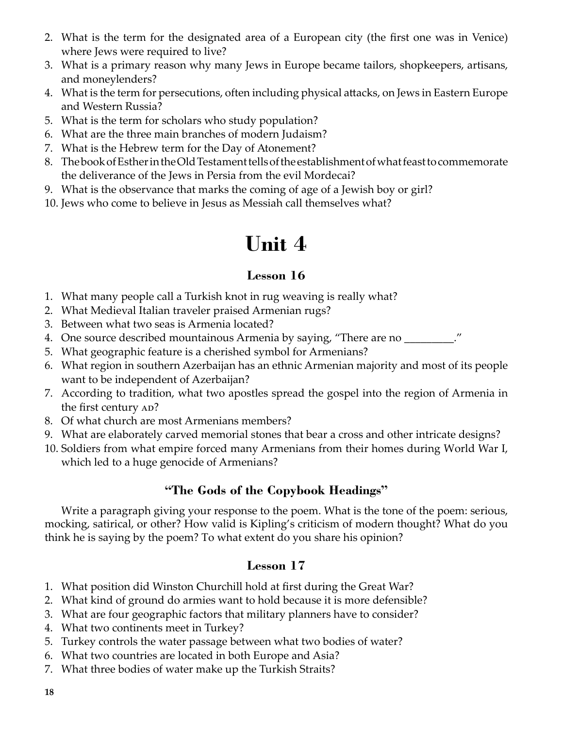2. What is the term for the designated area of a European city (the first one was in Venice) where Jews were required to live?
3. What is a primary reason why many Jews in Europe became tailors, shopkeepers, artisans, and moneylenders?
4. What is the term for persecutions, often including physical attacks, on Jews in Eastern Europe and Western Russia?
5. What is the term for scholars who study population?
6. What are the three main branches of modern Judaism?
7. What is the Hebrew term for the Day of Atonement?
8. The book of Esther in the Old Testament tells of the establishment of what feast to commemorate the deliverance of the Jews in Persia from the evil Mordecai?
9. What is the observance that marks the coming of age of a Jewish boy or girl?
10. Jews who come to believe in Jesus as Messiah call themselves what?

# Unit 4

## Lesson 16

1. What many people call a Turkish knot in rug weaving is really what?
2. What Medieval Italian traveler praised Armenian rugs?
3. Between what two seas is Armenia located?
4. One source described mountainous Armenia by saying, "There are no _________."
5. What geographic feature is a cherished symbol for Armenians?
6. What region in southern Azerbaijan has an ethnic Armenian majority and most of its people want to be independent of Azerbaijan?
7. According to tradition, what two apostles spread the gospel into the region of Armenia in the first century AD?
8. Of what church are most Armenians members?
9. What are elaborately carved memorial stones that bear a cross and other intricate designs?
10. Soldiers from what empire forced many Armenians from their homes during World War I, which led to a huge genocide of Armenians?

## "The Gods of the Copybook Headings"

Write a paragraph giving your response to the poem. What is the tone of the poem: serious, mocking, satirical, or other? How valid is Kipling's criticism of modern thought? What do you think he is saying by the poem? To what extent do you share his opinion?

## Lesson 17

1. What position did Winston Churchill hold at first during the Great War?
2. What kind of ground do armies want to hold because it is more defensible?
3. What are four geographic factors that military planners have to consider?
4. What two continents meet in Turkey?
5. Turkey controls the water passage between what two bodies of water?
6. What two countries are located in both Europe and Asia?
7. What three bodies of water make up the Turkish Straits?